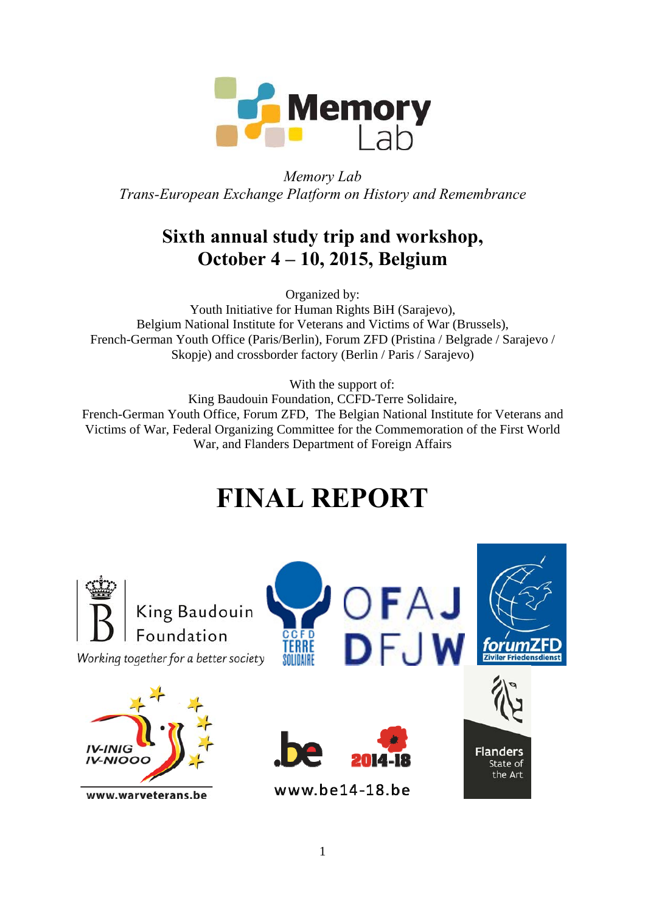*Memory Lab*
*Trans-European Exchange Platform on History and Remembrance*

## Sixth annual study trip and workshop, October 4 – 10, 2015, Belgium

Organized by:
Youth Initiative for Human Rights BiH (Sarajevo),
Belgium National Institute for Veterans and Victims of War (Brussels),
French-German Youth Office (Paris/Berlin), Forum ZFD (Pristina / Belgrade / Sarajevo / Skopje) and crossborder factory (Berlin / Paris / Sarajevo)

With the support of:
King Baudouin Foundation, CCFD-Terre Solidaire,
French-German Youth Office, Forum ZFD, The Belgian National Institute for Veterans and Victims of War, Federal Organizing Committee for the Commemoration of the First World War, and Flanders Department of Foreign Affairs

# FINAL REPORT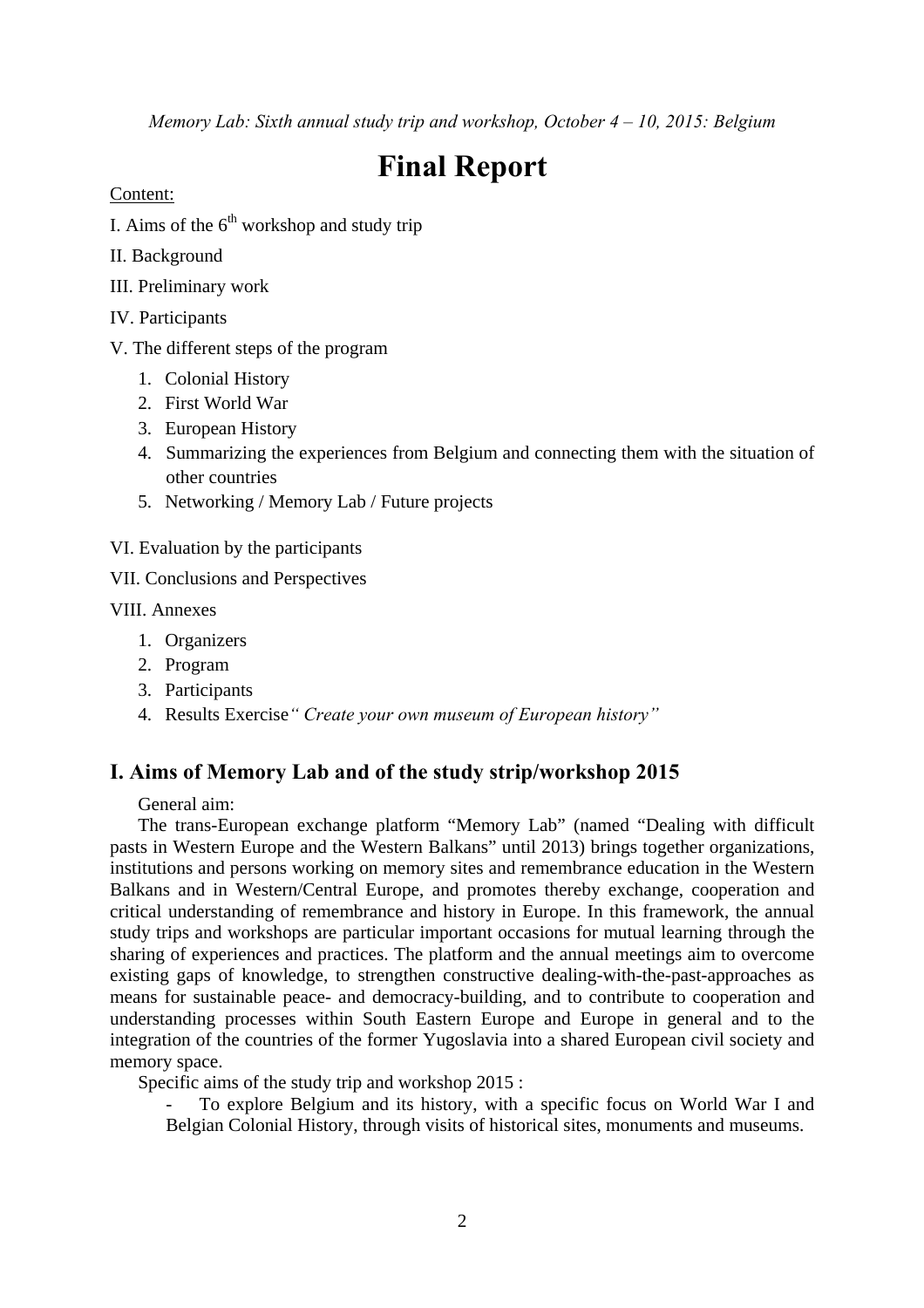*Memory Lab: Sixth annual study trip and workshop, October 4 – 10, 2015: Belgium*

# Final Report

Content:

I. Aims of the 6th workshop and study trip

II. Background

III. Preliminary work

IV. Participants

V. The different steps of the program

1. Colonial History
2. First World War
3. European History
4. Summarizing the experiences from Belgium and connecting them with the situation of other countries
5. Networking / Memory Lab / Future projects

VI. Evaluation by the participants

VII. Conclusions and Perspectives

VIII. Annexes

1. Organizers
2. Program
3. Participants
4. Results Exercise *" Create your own museum of European history"*

## I. Aims of Memory Lab and of the study strip/workshop 2015

General aim:

The trans-European exchange platform "Memory Lab" (named "Dealing with difficult pasts in Western Europe and the Western Balkans" until 2013) brings together organizations, institutions and persons working on memory sites and remembrance education in the Western Balkans and in Western/Central Europe, and promotes thereby exchange, cooperation and critical understanding of remembrance and history in Europe. In this framework, the annual study trips and workshops are particular important occasions for mutual learning through the sharing of experiences and practices. The platform and the annual meetings aim to overcome existing gaps of knowledge, to strengthen constructive dealing-with-the-past-approaches as means for sustainable peace- and democracy-building, and to contribute to cooperation and understanding processes within South Eastern Europe and Europe in general and to the integration of the countries of the former Yugoslavia into a shared European civil society and memory space.

Specific aims of the study trip and workshop 2015 :

- To explore Belgium and its history, with a specific focus on World War I and Belgian Colonial History, through visits of historical sites, monuments and museums.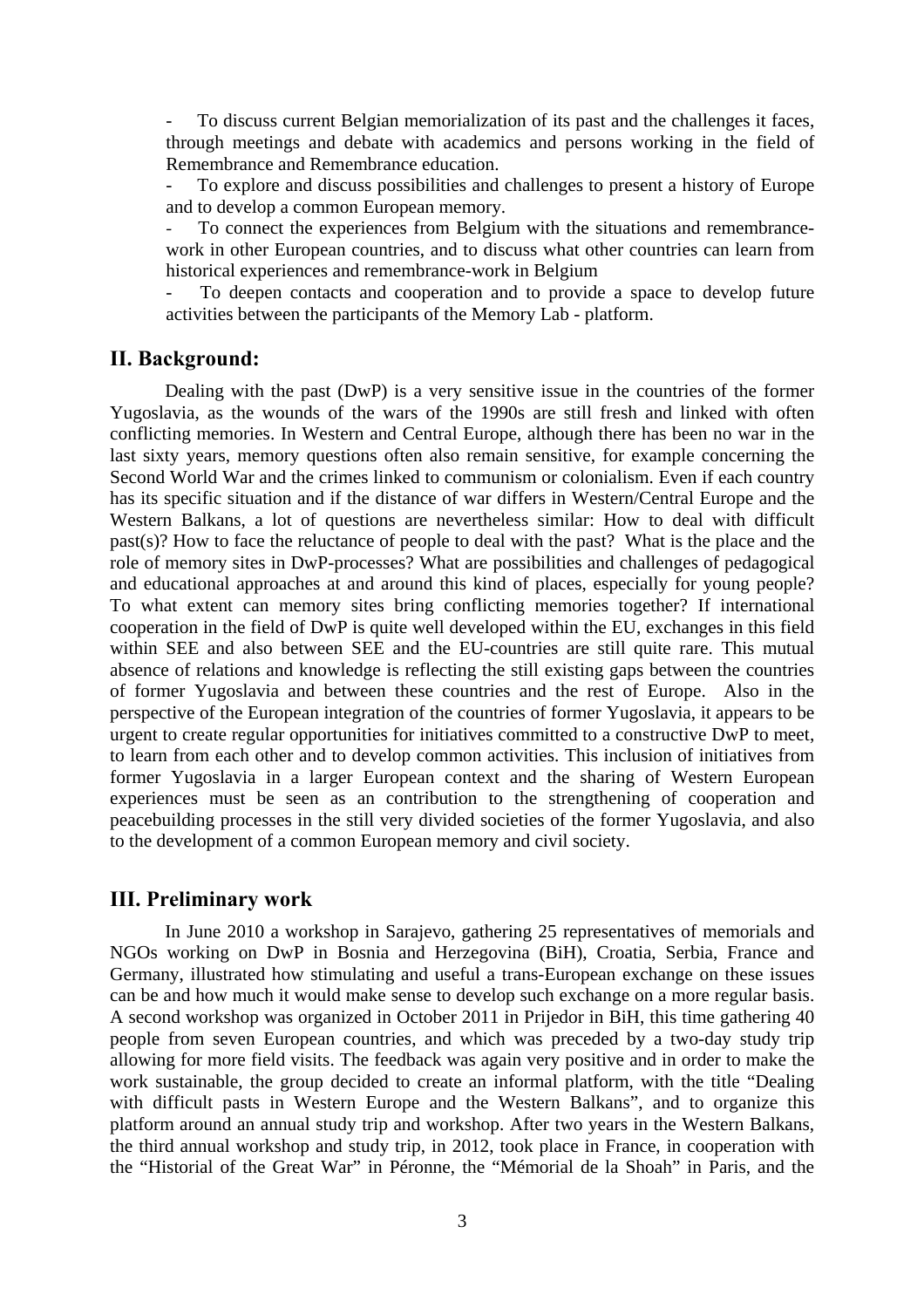- To discuss current Belgian memorialization of its past and the challenges it faces, through meetings and debate with academics and persons working in the field of Remembrance and Remembrance education.
- To explore and discuss possibilities and challenges to present a history of Europe and to develop a common European memory.
- To connect the experiences from Belgium with the situations and remembrance-work in other European countries, and to discuss what other countries can learn from historical experiences and remembrance-work in Belgium
- To deepen contacts and cooperation and to provide a space to develop future activities between the participants of the Memory Lab - platform.

## II. Background:

Dealing with the past (DwP) is a very sensitive issue in the countries of the former Yugoslavia, as the wounds of the wars of the 1990s are still fresh and linked with often conflicting memories. In Western and Central Europe, although there has been no war in the last sixty years, memory questions often also remain sensitive, for example concerning the Second World War and the crimes linked to communism or colonialism. Even if each country has its specific situation and if the distance of war differs in Western/Central Europe and the Western Balkans, a lot of questions are nevertheless similar: How to deal with difficult past(s)? How to face the reluctance of people to deal with the past? What is the place and the role of memory sites in DwP-processes? What are possibilities and challenges of pedagogical and educational approaches at and around this kind of places, especially for young people? To what extent can memory sites bring conflicting memories together? If international cooperation in the field of DwP is quite well developed within the EU, exchanges in this field within SEE and also between SEE and the EU-countries are still quite rare. This mutual absence of relations and knowledge is reflecting the still existing gaps between the countries of former Yugoslavia and between these countries and the rest of Europe. Also in the perspective of the European integration of the countries of former Yugoslavia, it appears to be urgent to create regular opportunities for initiatives committed to a constructive DwP to meet, to learn from each other and to develop common activities. This inclusion of initiatives from former Yugoslavia in a larger European context and the sharing of Western European experiences must be seen as an contribution to the strengthening of cooperation and peacebuilding processes in the still very divided societies of the former Yugoslavia, and also to the development of a common European memory and civil society.

## III. Preliminary work

In June 2010 a workshop in Sarajevo, gathering 25 representatives of memorials and NGOs working on DwP in Bosnia and Herzegovina (BiH), Croatia, Serbia, France and Germany, illustrated how stimulating and useful a trans-European exchange on these issues can be and how much it would make sense to develop such exchange on a more regular basis. A second workshop was organized in October 2011 in Prijedor in BiH, this time gathering 40 people from seven European countries, and which was preceded by a two-day study trip allowing for more field visits. The feedback was again very positive and in order to make the work sustainable, the group decided to create an informal platform, with the title "Dealing with difficult pasts in Western Europe and the Western Balkans", and to organize this platform around an annual study trip and workshop. After two years in the Western Balkans, the third annual workshop and study trip, in 2012, took place in France, in cooperation with the "Historial of the Great War" in Péronne, the "Mémorial de la Shoah" in Paris, and the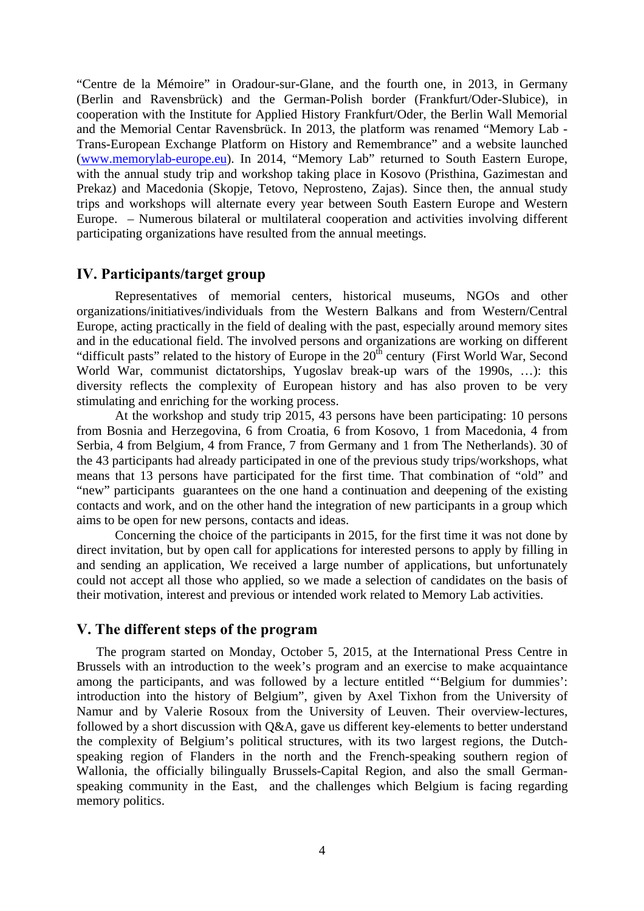"Centre de la Mémoire" in Oradour-sur-Glane, and the fourth one, in 2013, in Germany (Berlin and Ravensbrück) and the German-Polish border (Frankfurt/Oder-Slubice), in cooperation with the Institute for Applied History Frankfurt/Oder, the Berlin Wall Memorial and the Memorial Centar Ravensbrück. In 2013, the platform was renamed "Memory Lab - Trans-European Exchange Platform on History and Remembrance" and a website launched (www.memorylab-europe.eu). In 2014, "Memory Lab" returned to South Eastern Europe, with the annual study trip and workshop taking place in Kosovo (Pristhina, Gazimestan and Prekaz) and Macedonia (Skopje, Tetovo, Neprosteno, Zajas). Since then, the annual study trips and workshops will alternate every year between South Eastern Europe and Western Europe. – Numerous bilateral or multilateral cooperation and activities involving different participating organizations have resulted from the annual meetings.

## IV. Participants/target group

Representatives of memorial centers, historical museums, NGOs and other organizations/initiatives/individuals from the Western Balkans and from Western/Central Europe, acting practically in the field of dealing with the past, especially around memory sites and in the educational field. The involved persons and organizations are working on different "difficult pasts" related to the history of Europe in the 20th century (First World War, Second World War, communist dictatorships, Yugoslav break-up wars of the 1990s, …): this diversity reflects the complexity of European history and has also proven to be very stimulating and enriching for the working process.

At the workshop and study trip 2015, 43 persons have been participating: 10 persons from Bosnia and Herzegovina, 6 from Croatia, 6 from Kosovo, 1 from Macedonia, 4 from Serbia, 4 from Belgium, 4 from France, 7 from Germany and 1 from The Netherlands). 30 of the 43 participants had already participated in one of the previous study trips/workshops, what means that 13 persons have participated for the first time. That combination of "old" and "new" participants guarantees on the one hand a continuation and deepening of the existing contacts and work, and on the other hand the integration of new participants in a group which aims to be open for new persons, contacts and ideas.

Concerning the choice of the participants in 2015, for the first time it was not done by direct invitation, but by open call for applications for interested persons to apply by filling in and sending an application, We received a large number of applications, but unfortunately could not accept all those who applied, so we made a selection of candidates on the basis of their motivation, interest and previous or intended work related to Memory Lab activities.

## V. The different steps of the program

The program started on Monday, October 5, 2015, at the International Press Centre in Brussels with an introduction to the week's program and an exercise to make acquaintance among the participants, and was followed by a lecture entitled "'Belgium for dummies': introduction into the history of Belgium", given by Axel Tixhon from the University of Namur and by Valerie Rosoux from the University of Leuven. Their overview-lectures, followed by a short discussion with Q&A, gave us different key-elements to better understand the complexity of Belgium's political structures, with its two largest regions, the Dutch-speaking region of Flanders in the north and the French-speaking southern region of Wallonia, the officially bilingually Brussels-Capital Region, and also the small German-speaking community in the East, and the challenges which Belgium is facing regarding memory politics.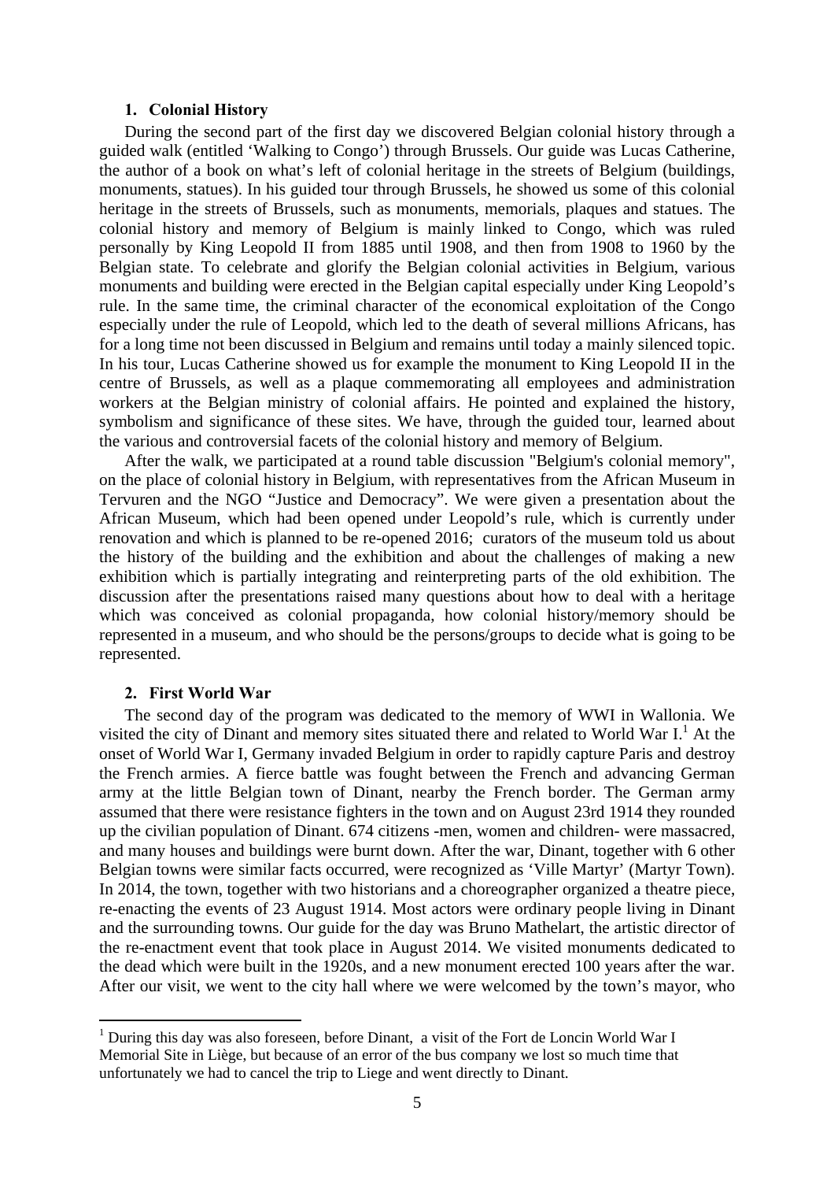## 1. Colonial History

During the second part of the first day we discovered Belgian colonial history through a guided walk (entitled 'Walking to Congo') through Brussels. Our guide was Lucas Catherine, the author of a book on what's left of colonial heritage in the streets of Belgium (buildings, monuments, statues). In his guided tour through Brussels, he showed us some of this colonial heritage in the streets of Brussels, such as monuments, memorials, plaques and statues. The colonial history and memory of Belgium is mainly linked to Congo, which was ruled personally by King Leopold II from 1885 until 1908, and then from 1908 to 1960 by the Belgian state. To celebrate and glorify the Belgian colonial activities in Belgium, various monuments and building were erected in the Belgian capital especially under King Leopold's rule. In the same time, the criminal character of the economical exploitation of the Congo especially under the rule of Leopold, which led to the death of several millions Africans, has for a long time not been discussed in Belgium and remains until today a mainly silenced topic. In his tour, Lucas Catherine showed us for example the monument to King Leopold II in the centre of Brussels, as well as a plaque commemorating all employees and administration workers at the Belgian ministry of colonial affairs. He pointed and explained the history, symbolism and significance of these sites. We have, through the guided tour, learned about the various and controversial facets of the colonial history and memory of Belgium.

After the walk, we participated at a round table discussion "Belgium's colonial memory", on the place of colonial history in Belgium, with representatives from the African Museum in Tervuren and the NGO "Justice and Democracy". We were given a presentation about the African Museum, which had been opened under Leopold's rule, which is currently under renovation and which is planned to be re-opened 2016; curators of the museum told us about the history of the building and the exhibition and about the challenges of making a new exhibition which is partially integrating and reinterpreting parts of the old exhibition. The discussion after the presentations raised many questions about how to deal with a heritage which was conceived as colonial propaganda, how colonial history/memory should be represented in a museum, and who should be the persons/groups to decide what is going to be represented.

## 2. First World War

The second day of the program was dedicated to the memory of WWI in Wallonia. We visited the city of Dinant and memory sites situated there and related to World War I.[1] At the onset of World War I, Germany invaded Belgium in order to rapidly capture Paris and destroy the French armies. A fierce battle was fought between the French and advancing German army at the little Belgian town of Dinant, nearby the French border. The German army assumed that there were resistance fighters in the town and on August 23rd 1914 they rounded up the civilian population of Dinant. 674 citizens -men, women and children- were massacred, and many houses and buildings were burnt down. After the war, Dinant, together with 6 other Belgian towns were similar facts occurred, were recognized as 'Ville Martyr' (Martyr Town). In 2014, the town, together with two historians and a choreographer organized a theatre piece, re-enacting the events of 23 August 1914. Most actors were ordinary people living in Dinant and the surrounding towns. Our guide for the day was Bruno Mathelart, the artistic director of the re-enactment event that took place in August 2014. We visited monuments dedicated to the dead which were built in the 1920s, and a new monument erected 100 years after the war. After our visit, we went to the city hall where we were welcomed by the town's mayor, who

[1] During this day was also foreseen, before Dinant, a visit of the Fort de Loncin World War I Memorial Site in Liège, but because of an error of the bus company we lost so much time that unfortunately we had to cancel the trip to Liege and went directly to Dinant.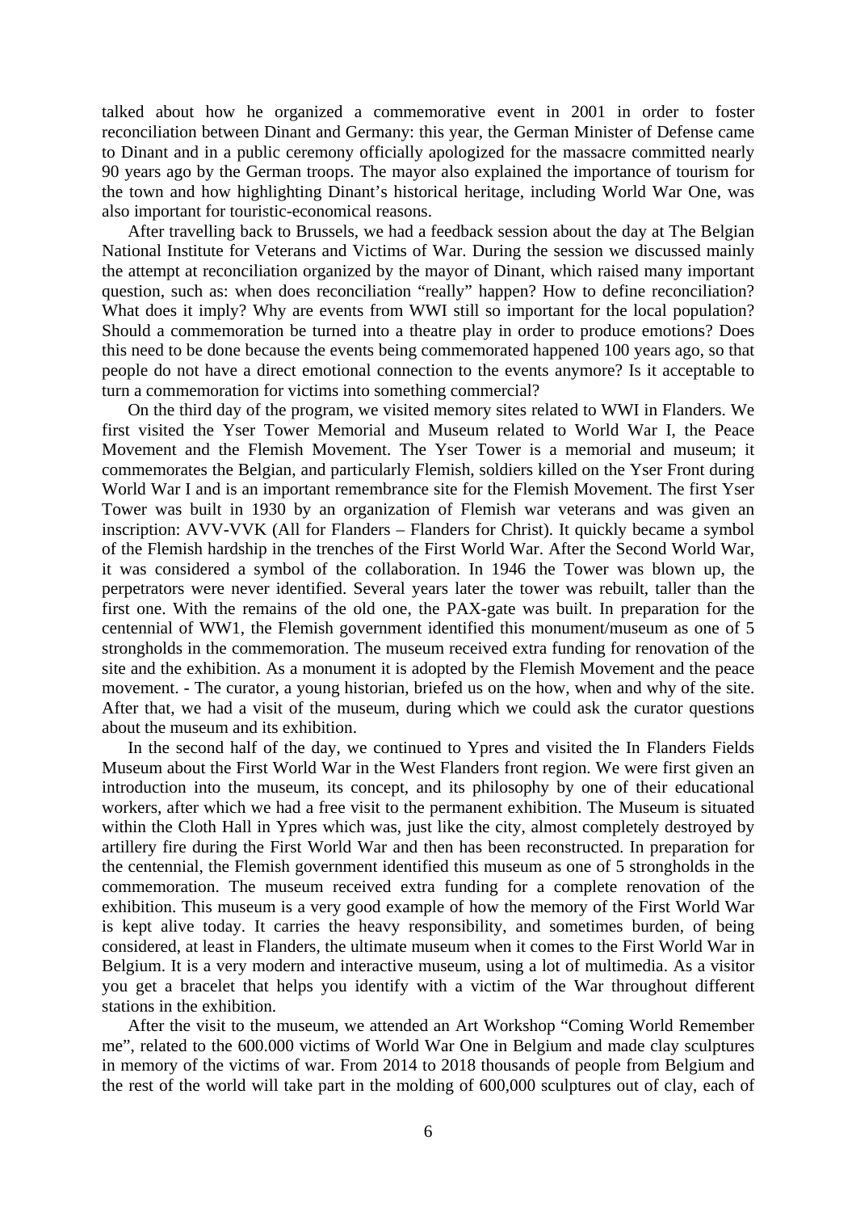talked about how he organized a commemorative event in 2001 in order to foster reconciliation between Dinant and Germany: this year, the German Minister of Defense came to Dinant and in a public ceremony officially apologized for the massacre committed nearly 90 years ago by the German troops. The mayor also explained the importance of tourism for the town and how highlighting Dinant's historical heritage, including World War One, was also important for touristic-economical reasons.

After travelling back to Brussels, we had a feedback session about the day at The Belgian National Institute for Veterans and Victims of War. During the session we discussed mainly the attempt at reconciliation organized by the mayor of Dinant, which raised many important question, such as: when does reconciliation "really" happen? How to define reconciliation? What does it imply? Why are events from WWI still so important for the local population? Should a commemoration be turned into a theatre play in order to produce emotions? Does this need to be done because the events being commemorated happened 100 years ago, so that people do not have a direct emotional connection to the events anymore? Is it acceptable to turn a commemoration for victims into something commercial?

On the third day of the program, we visited memory sites related to WWI in Flanders. We first visited the Yser Tower Memorial and Museum related to World War I, the Peace Movement and the Flemish Movement. The Yser Tower is a memorial and museum; it commemorates the Belgian, and particularly Flemish, soldiers killed on the Yser Front during World War I and is an important remembrance site for the Flemish Movement. The first Yser Tower was built in 1930 by an organization of Flemish war veterans and was given an inscription: AVV-VVK (All for Flanders – Flanders for Christ). It quickly became a symbol of the Flemish hardship in the trenches of the First World War. After the Second World War, it was considered a symbol of the collaboration. In 1946 the Tower was blown up, the perpetrators were never identified. Several years later the tower was rebuilt, taller than the first one. With the remains of the old one, the PAX-gate was built. In preparation for the centennial of WW1, the Flemish government identified this monument/museum as one of 5 strongholds in the commemoration. The museum received extra funding for renovation of the site and the exhibition. As a monument it is adopted by the Flemish Movement and the peace movement. - The curator, a young historian, briefed us on the how, when and why of the site. After that, we had a visit of the museum, during which we could ask the curator questions about the museum and its exhibition.

In the second half of the day, we continued to Ypres and visited the In Flanders Fields Museum about the First World War in the West Flanders front region. We were first given an introduction into the museum, its concept, and its philosophy by one of their educational workers, after which we had a free visit to the permanent exhibition. The Museum is situated within the Cloth Hall in Ypres which was, just like the city, almost completely destroyed by artillery fire during the First World War and then has been reconstructed. In preparation for the centennial, the Flemish government identified this museum as one of 5 strongholds in the commemoration. The museum received extra funding for a complete renovation of the exhibition. This museum is a very good example of how the memory of the First World War is kept alive today. It carries the heavy responsibility, and sometimes burden, of being considered, at least in Flanders, the ultimate museum when it comes to the First World War in Belgium. It is a very modern and interactive museum, using a lot of multimedia. As a visitor you get a bracelet that helps you identify with a victim of the War throughout different stations in the exhibition.

After the visit to the museum, we attended an Art Workshop "Coming World Remember me", related to the 600.000 victims of World War One in Belgium and made clay sculptures in memory of the victims of war. From 2014 to 2018 thousands of people from Belgium and the rest of the world will take part in the molding of 600,000 sculptures out of clay, each of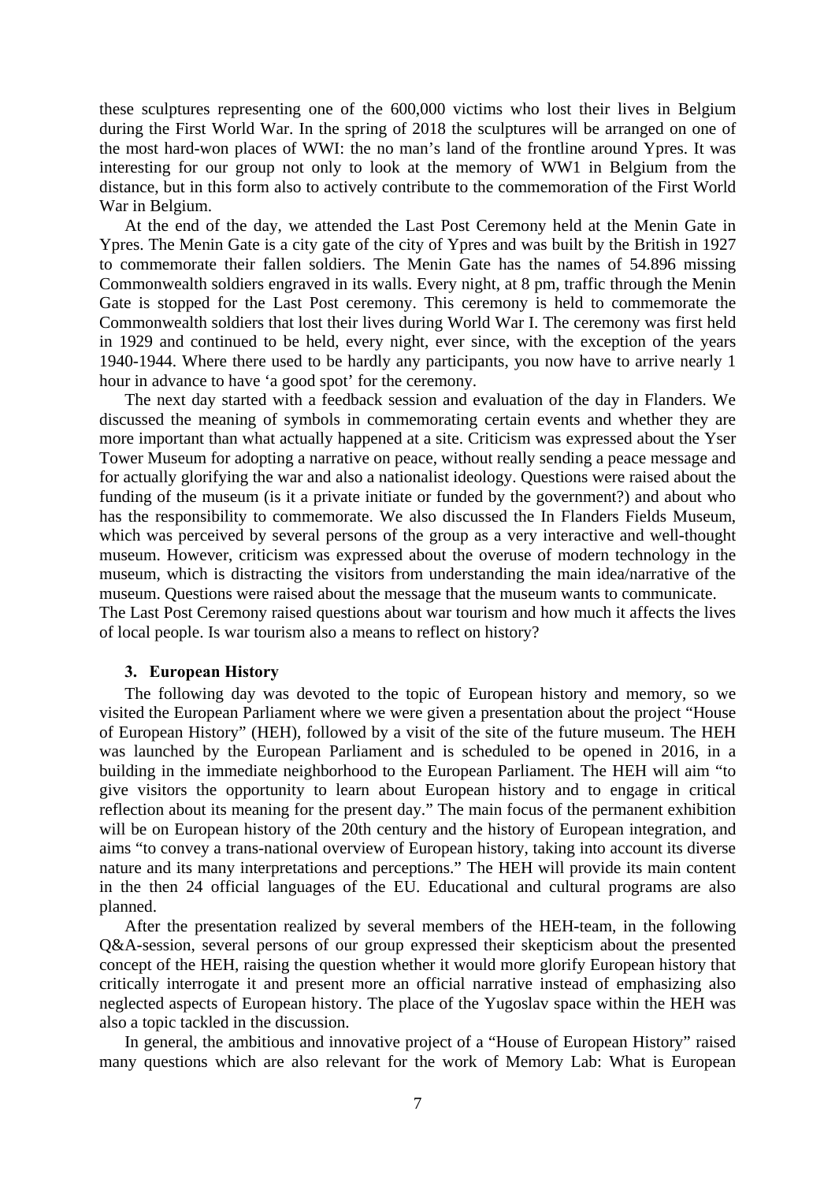these sculptures representing one of the 600,000 victims who lost their lives in Belgium during the First World War. In the spring of 2018 the sculptures will be arranged on one of the most hard-won places of WWI: the no man's land of the frontline around Ypres. It was interesting for our group not only to look at the memory of WW1 in Belgium from the distance, but in this form also to actively contribute to the commemoration of the First World War in Belgium.

At the end of the day, we attended the Last Post Ceremony held at the Menin Gate in Ypres. The Menin Gate is a city gate of the city of Ypres and was built by the British in 1927 to commemorate their fallen soldiers. The Menin Gate has the names of 54.896 missing Commonwealth soldiers engraved in its walls. Every night, at 8 pm, traffic through the Menin Gate is stopped for the Last Post ceremony. This ceremony is held to commemorate the Commonwealth soldiers that lost their lives during World War I. The ceremony was first held in 1929 and continued to be held, every night, ever since, with the exception of the years 1940-1944. Where there used to be hardly any participants, you now have to arrive nearly 1 hour in advance to have 'a good spot' for the ceremony.

The next day started with a feedback session and evaluation of the day in Flanders. We discussed the meaning of symbols in commemorating certain events and whether they are more important than what actually happened at a site. Criticism was expressed about the Yser Tower Museum for adopting a narrative on peace, without really sending a peace message and for actually glorifying the war and also a nationalist ideology. Questions were raised about the funding of the museum (is it a private initiate or funded by the government?) and about who has the responsibility to commemorate. We also discussed the In Flanders Fields Museum, which was perceived by several persons of the group as a very interactive and well-thought museum. However, criticism was expressed about the overuse of modern technology in the museum, which is distracting the visitors from understanding the main idea/narrative of the museum. Questions were raised about the message that the museum wants to communicate.
The Last Post Ceremony raised questions about war tourism and how much it affects the lives of local people. Is war tourism also a means to reflect on history?

### 3. European History

The following day was devoted to the topic of European history and memory, so we visited the European Parliament where we were given a presentation about the project "House of European History" (HEH), followed by a visit of the site of the future museum. The HEH was launched by the European Parliament and is scheduled to be opened in 2016, in a building in the immediate neighborhood to the European Parliament. The HEH will aim "to give visitors the opportunity to learn about European history and to engage in critical reflection about its meaning for the present day." The main focus of the permanent exhibition will be on European history of the 20th century and the history of European integration, and aims "to convey a trans-national overview of European history, taking into account its diverse nature and its many interpretations and perceptions." The HEH will provide its main content in the then 24 official languages of the EU. Educational and cultural programs are also planned.

After the presentation realized by several members of the HEH-team, in the following Q&A-session, several persons of our group expressed their skepticism about the presented concept of the HEH, raising the question whether it would more glorify European history that critically interrogate it and present more an official narrative instead of emphasizing also neglected aspects of European history. The place of the Yugoslav space within the HEH was also a topic tackled in the discussion.

In general, the ambitious and innovative project of a "House of European History" raised many questions which are also relevant for the work of Memory Lab: What is European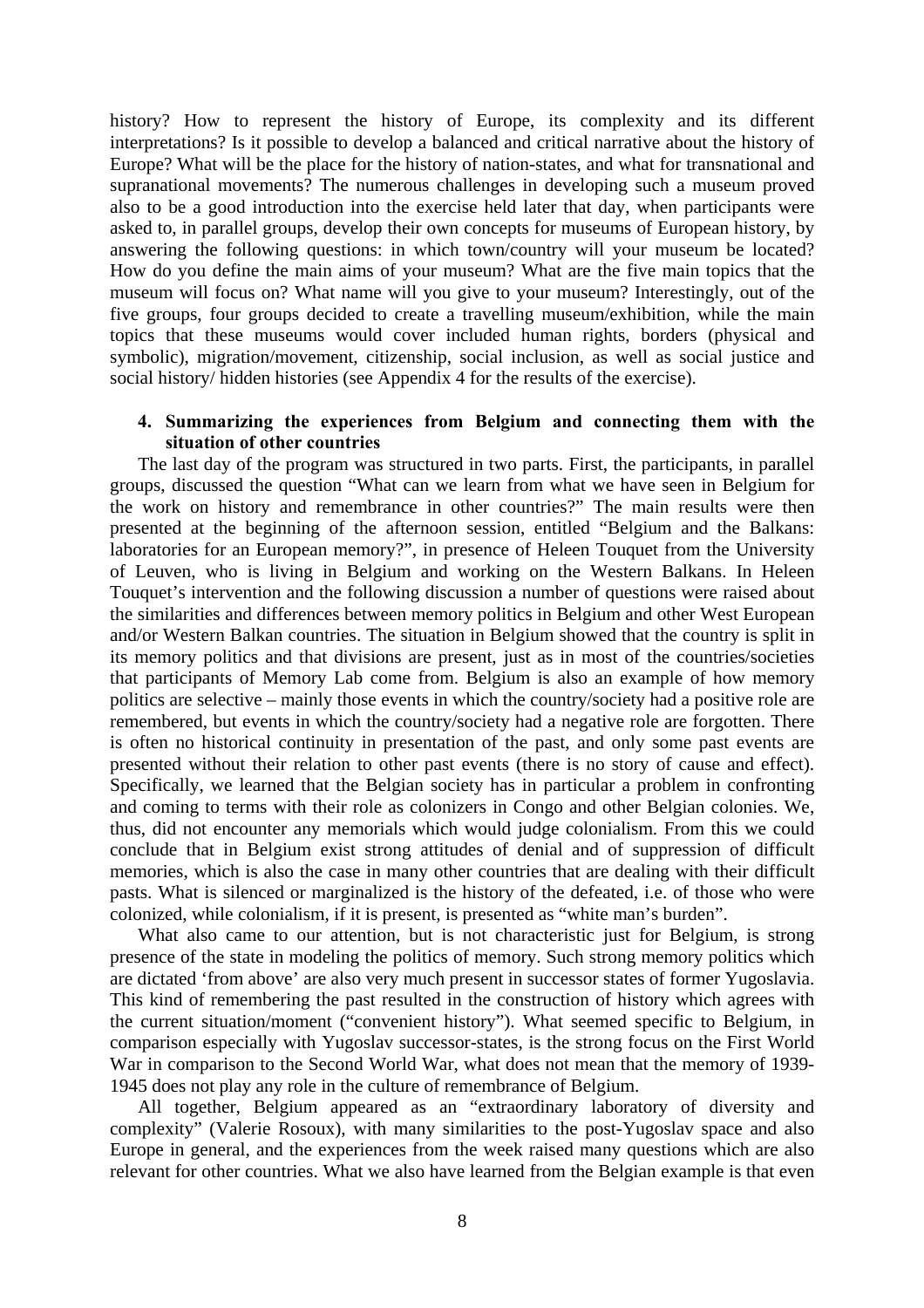history? How to represent the history of Europe, its complexity and its different interpretations? Is it possible to develop a balanced and critical narrative about the history of Europe? What will be the place for the history of nation-states, and what for transnational and supranational movements? The numerous challenges in developing such a museum proved also to be a good introduction into the exercise held later that day, when participants were asked to, in parallel groups, develop their own concepts for museums of European history, by answering the following questions: in which town/country will your museum be located? How do you define the main aims of your museum? What are the five main topics that the museum will focus on? What name will you give to your museum? Interestingly, out of the five groups, four groups decided to create a travelling museum/exhibition, while the main topics that these museums would cover included human rights, borders (physical and symbolic), migration/movement, citizenship, social inclusion, as well as social justice and social history/ hidden histories (see Appendix 4 for the results of the exercise).

## 4. Summarizing the experiences from Belgium and connecting them with the situation of other countries

The last day of the program was structured in two parts. First, the participants, in parallel groups, discussed the question "What can we learn from what we have seen in Belgium for the work on history and remembrance in other countries?" The main results were then presented at the beginning of the afternoon session, entitled "Belgium and the Balkans: laboratories for an European memory?", in presence of Heleen Touquet from the University of Leuven, who is living in Belgium and working on the Western Balkans. In Heleen Touquet's intervention and the following discussion a number of questions were raised about the similarities and differences between memory politics in Belgium and other West European and/or Western Balkan countries. The situation in Belgium showed that the country is split in its memory politics and that divisions are present, just as in most of the countries/societies that participants of Memory Lab come from. Belgium is also an example of how memory politics are selective – mainly those events in which the country/society had a positive role are remembered, but events in which the country/society had a negative role are forgotten. There is often no historical continuity in presentation of the past, and only some past events are presented without their relation to other past events (there is no story of cause and effect). Specifically, we learned that the Belgian society has in particular a problem in confronting and coming to terms with their role as colonizers in Congo and other Belgian colonies. We, thus, did not encounter any memorials which would judge colonialism. From this we could conclude that in Belgium exist strong attitudes of denial and of suppression of difficult memories, which is also the case in many other countries that are dealing with their difficult pasts. What is silenced or marginalized is the history of the defeated, i.e. of those who were colonized, while colonialism, if it is present, is presented as "white man's burden".

What also came to our attention, but is not characteristic just for Belgium, is strong presence of the state in modeling the politics of memory. Such strong memory politics which are dictated 'from above' are also very much present in successor states of former Yugoslavia. This kind of remembering the past resulted in the construction of history which agrees with the current situation/moment ("convenient history"). What seemed specific to Belgium, in comparison especially with Yugoslav successor-states, is the strong focus on the First World War in comparison to the Second World War, what does not mean that the memory of 1939-1945 does not play any role in the culture of remembrance of Belgium.

All together, Belgium appeared as an "extraordinary laboratory of diversity and complexity" (Valerie Rosoux), with many similarities to the post-Yugoslav space and also Europe in general, and the experiences from the week raised many questions which are also relevant for other countries. What we also have learned from the Belgian example is that even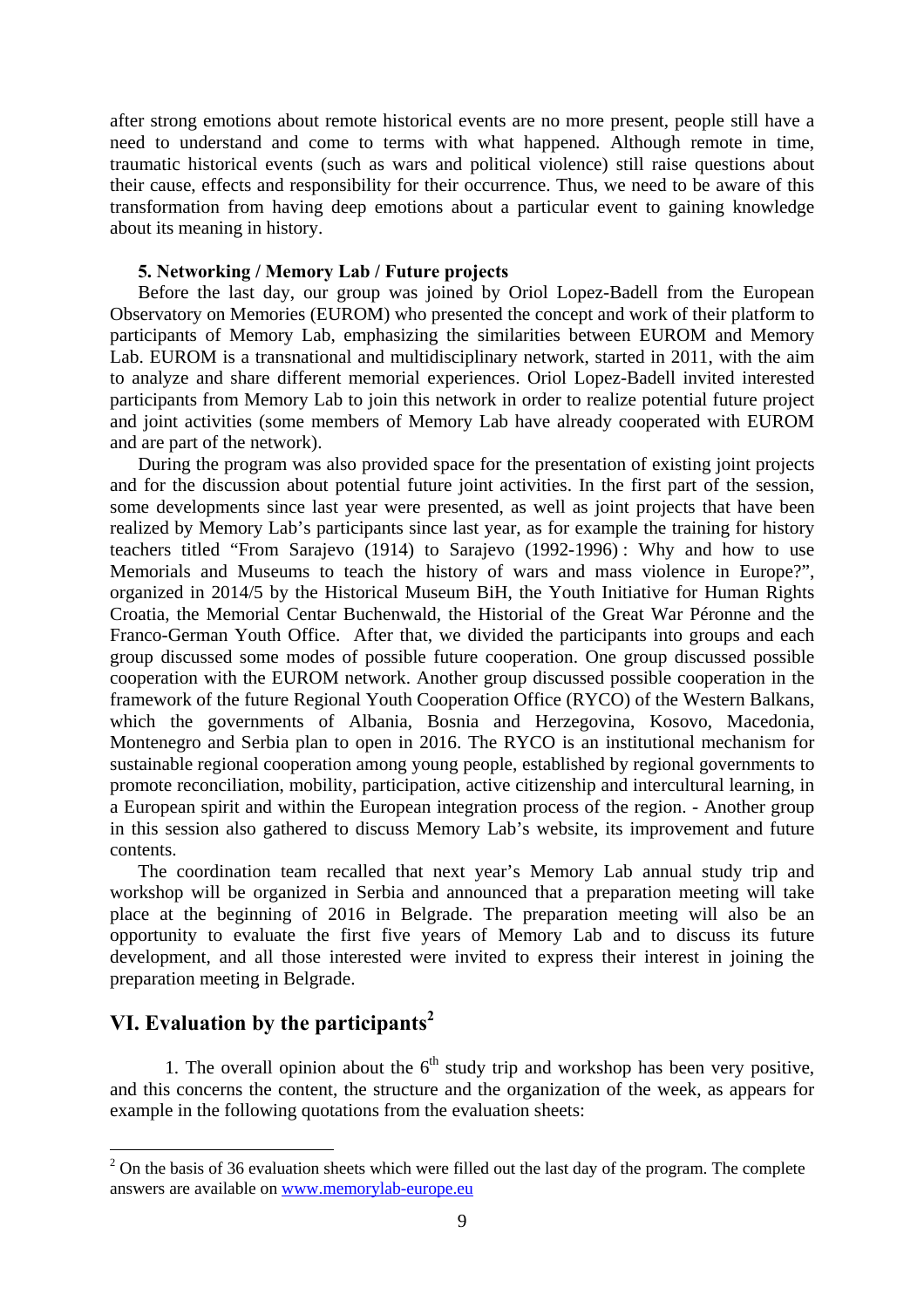after strong emotions about remote historical events are no more present, people still have a need to understand and come to terms with what happened. Although remote in time, traumatic historical events (such as wars and political violence) still raise questions about their cause, effects and responsibility for their occurrence. Thus, we need to be aware of this transformation from having deep emotions about a particular event to gaining knowledge about its meaning in history.

### 5. Networking / Memory Lab / Future projects

Before the last day, our group was joined by Oriol Lopez-Badell from the European Observatory on Memories (EUROM) who presented the concept and work of their platform to participants of Memory Lab, emphasizing the similarities between EUROM and Memory Lab. EUROM is a transnational and multidisciplinary network, started in 2011, with the aim to analyze and share different memorial experiences. Oriol Lopez-Badell invited interested participants from Memory Lab to join this network in order to realize potential future project and joint activities (some members of Memory Lab have already cooperated with EUROM and are part of the network).

During the program was also provided space for the presentation of existing joint projects and for the discussion about potential future joint activities. In the first part of the session, some developments since last year were presented, as well as joint projects that have been realized by Memory Lab's participants since last year, as for example the training for history teachers titled "From Sarajevo (1914) to Sarajevo (1992-1996) : Why and how to use Memorials and Museums to teach the history of wars and mass violence in Europe?", organized in 2014/5 by the Historical Museum BiH, the Youth Initiative for Human Rights Croatia, the Memorial Centar Buchenwald, the Historial of the Great War Péronne and the Franco-German Youth Office. After that, we divided the participants into groups and each group discussed some modes of possible future cooperation. One group discussed possible cooperation with the EUROM network. Another group discussed possible cooperation in the framework of the future Regional Youth Cooperation Office (RYCO) of the Western Balkans, which the governments of Albania, Bosnia and Herzegovina, Kosovo, Macedonia, Montenegro and Serbia plan to open in 2016. The RYCO is an institutional mechanism for sustainable regional cooperation among young people, established by regional governments to promote reconciliation, mobility, participation, active citizenship and intercultural learning, in a European spirit and within the European integration process of the region. - Another group in this session also gathered to discuss Memory Lab's website, its improvement and future contents.

The coordination team recalled that next year's Memory Lab annual study trip and workshop will be organized in Serbia and announced that a preparation meeting will take place at the beginning of 2016 in Belgrade. The preparation meeting will also be an opportunity to evaluate the first five years of Memory Lab and to discuss its future development, and all those interested were invited to express their interest in joining the preparation meeting in Belgrade.

## VI. Evaluation by the participants[2]

1. The overall opinion about the 6th study trip and workshop has been very positive, and this concerns the content, the structure and the organization of the week, as appears for example in the following quotations from the evaluation sheets:

---

[2] On the basis of 36 evaluation sheets which were filled out the last day of the program. The complete answers are available on www.memorylab-europe.eu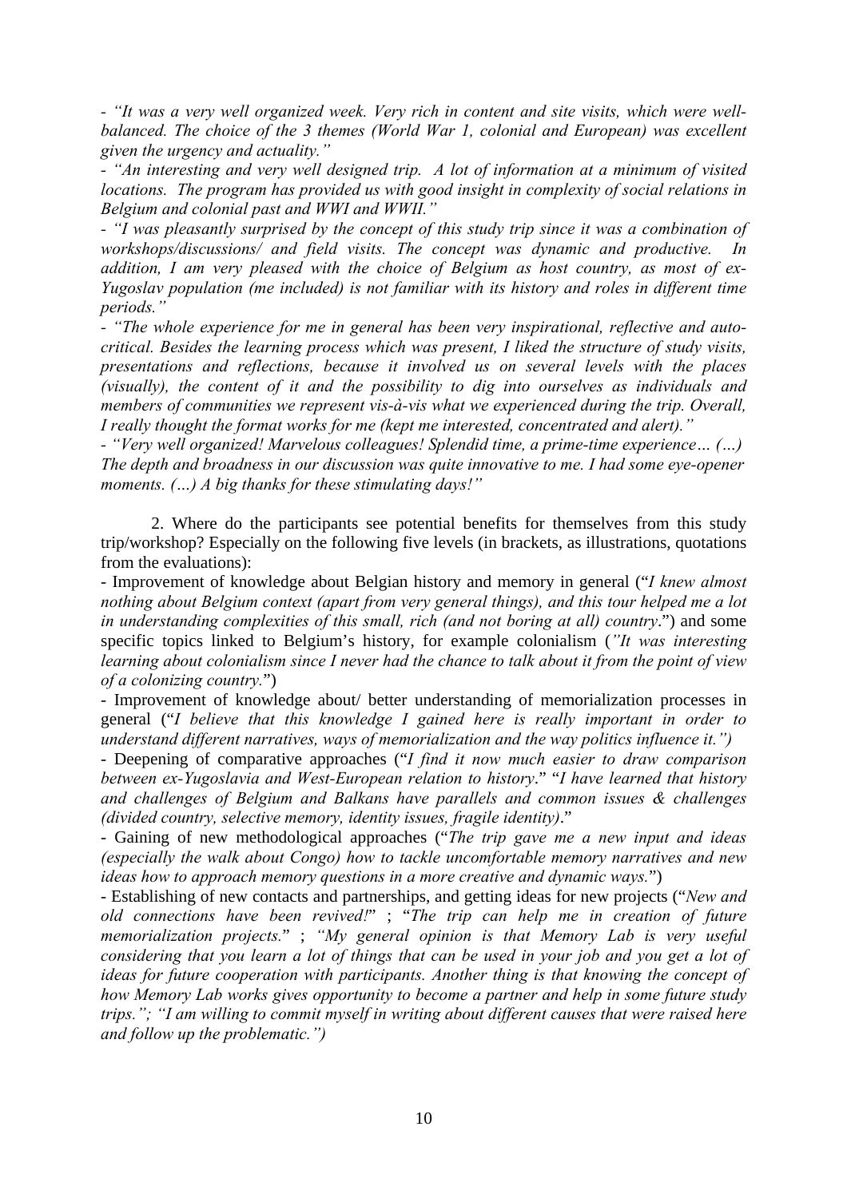- *"It was a very well organized week. Very rich in content and site visits, which were well-balanced. The choice of the 3 themes (World War 1, colonial and European) was excellent given the urgency and actuality."*

- *"An interesting and very well designed trip. A lot of information at a minimum of visited locations. The program has provided us with good insight in complexity of social relations in Belgium and colonial past and WWI and WWII."*

- *"I was pleasantly surprised by the concept of this study trip since it was a combination of workshops/discussions/ and field visits. The concept was dynamic and productive. In addition, I am very pleased with the choice of Belgium as host country, as most of ex-Yugoslav population (me included) is not familiar with its history and roles in different time periods."*

- *"The whole experience for me in general has been very inspirational, reflective and auto-critical. Besides the learning process which was present, I liked the structure of study visits, presentations and reflections, because it involved us on several levels with the places (visually), the content of it and the possibility to dig into ourselves as individuals and members of communities we represent vis-à-vis what we experienced during the trip. Overall, I really thought the format works for me (kept me interested, concentrated and alert)."*

- *"Very well organized! Marvelous colleagues! Splendid time, a prime-time experience… (…) The depth and broadness in our discussion was quite innovative to me. I had some eye-opener moments. (…) A big thanks for these stimulating days!"*

2. Where do the participants see potential benefits for themselves from this study trip/workshop? Especially on the following five levels (in brackets, as illustrations, quotations from the evaluations):

- Improvement of knowledge about Belgian history and memory in general ("*I knew almost nothing about Belgium context (apart from very general things), and this tour helped me a lot in understanding complexities of this small, rich (and not boring at all) country*.") and some specific topics linked to Belgium's history, for example colonialism (*"It was interesting learning about colonialism since I never had the chance to talk about it from the point of view of a colonizing country.*")
- Improvement of knowledge about/ better understanding of memorialization processes in general ("*I believe that this knowledge I gained here is really important in order to understand different narratives, ways of memorialization and the way politics influence it.")*
- Deepening of comparative approaches ("*I find it now much easier to draw comparison between ex-Yugoslavia and West-European relation to history*." "*I have learned that history and challenges of Belgium and Balkans have parallels and common issues & challenges (divided country, selective memory, identity issues, fragile identity)*."
- Gaining of new methodological approaches ("*The trip gave me a new input and ideas (especially the walk about Congo) how to tackle uncomfortable memory narratives and new ideas how to approach memory questions in a more creative and dynamic ways.*")
- Establishing of new contacts and partnerships, and getting ideas for new projects ("*New and old connections have been revived!*" ; "*The trip can help me in creation of future memorialization projects.*" ; *"My general opinion is that Memory Lab is very useful considering that you learn a lot of things that can be used in your job and you get a lot of ideas for future cooperation with participants. Another thing is that knowing the concept of how Memory Lab works gives opportunity to become a partner and help in some future study trips."; "I am willing to commit myself in writing about different causes that were raised here and follow up the problematic.")*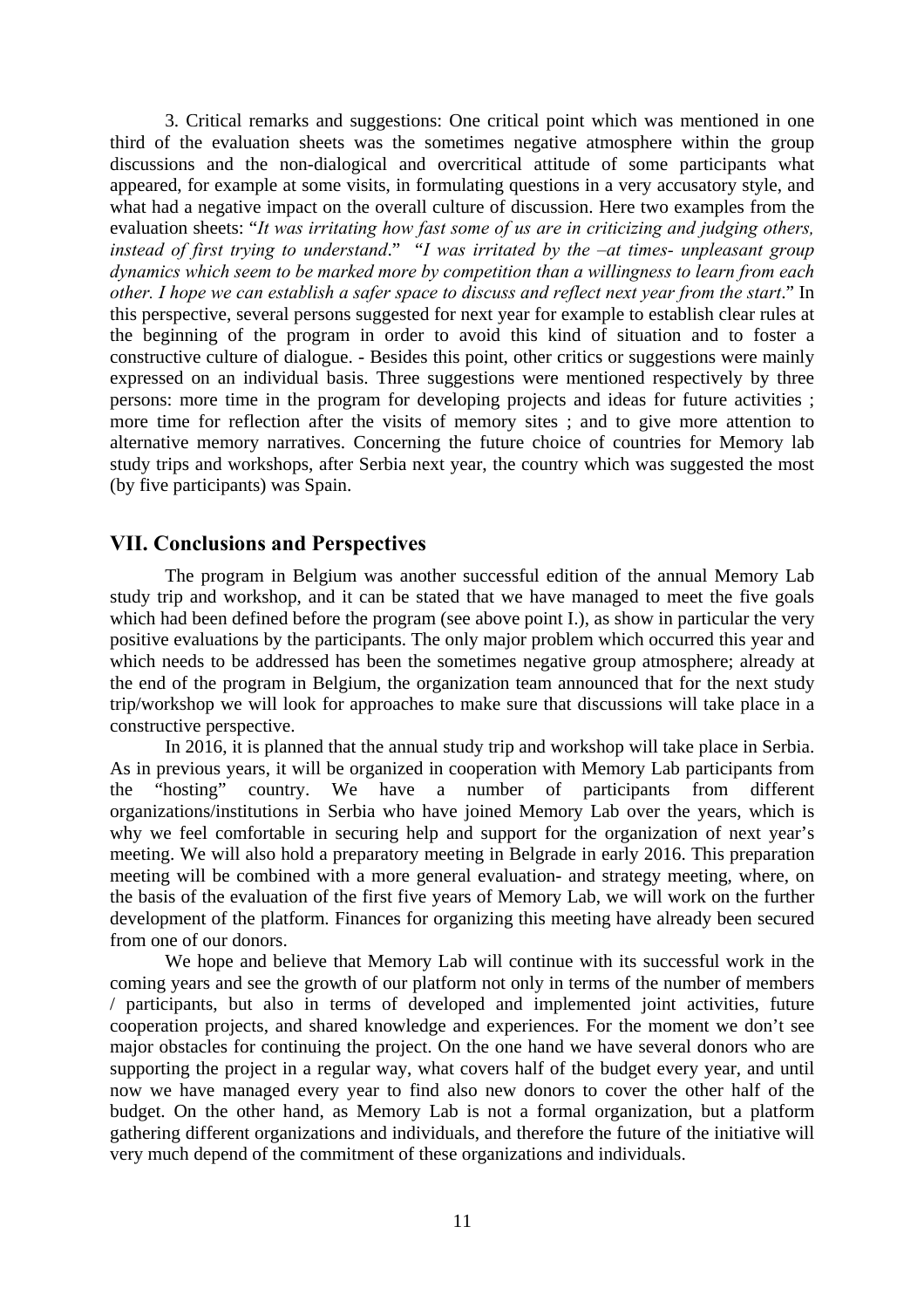3. Critical remarks and suggestions: One critical point which was mentioned in one third of the evaluation sheets was the sometimes negative atmosphere within the group discussions and the non-dialogical and overcritical attitude of some participants what appeared, for example at some visits, in formulating questions in a very accusatory style, and what had a negative impact on the overall culture of discussion. Here two examples from the evaluation sheets: "*It was irritating how fast some of us are in criticizing and judging others, instead of first trying to understand*." "*I was irritated by the –at times- unpleasant group dynamics which seem to be marked more by competition than a willingness to learn from each other. I hope we can establish a safer space to discuss and reflect next year from the start*." In this perspective, several persons suggested for next year for example to establish clear rules at the beginning of the program in order to avoid this kind of situation and to foster a constructive culture of dialogue. - Besides this point, other critics or suggestions were mainly expressed on an individual basis. Three suggestions were mentioned respectively by three persons: more time in the program for developing projects and ideas for future activities ; more time for reflection after the visits of memory sites ; and to give more attention to alternative memory narratives. Concerning the future choice of countries for Memory lab study trips and workshops, after Serbia next year, the country which was suggested the most (by five participants) was Spain.

## VII. Conclusions and Perspectives

The program in Belgium was another successful edition of the annual Memory Lab study trip and workshop, and it can be stated that we have managed to meet the five goals which had been defined before the program (see above point I.), as show in particular the very positive evaluations by the participants. The only major problem which occurred this year and which needs to be addressed has been the sometimes negative group atmosphere; already at the end of the program in Belgium, the organization team announced that for the next study trip/workshop we will look for approaches to make sure that discussions will take place in a constructive perspective.

In 2016, it is planned that the annual study trip and workshop will take place in Serbia. As in previous years, it will be organized in cooperation with Memory Lab participants from the "hosting" country. We have a number of participants from different organizations/institutions in Serbia who have joined Memory Lab over the years, which is why we feel comfortable in securing help and support for the organization of next year's meeting. We will also hold a preparatory meeting in Belgrade in early 2016. This preparation meeting will be combined with a more general evaluation- and strategy meeting, where, on the basis of the evaluation of the first five years of Memory Lab, we will work on the further development of the platform. Finances for organizing this meeting have already been secured from one of our donors.

We hope and believe that Memory Lab will continue with its successful work in the coming years and see the growth of our platform not only in terms of the number of members / participants, but also in terms of developed and implemented joint activities, future cooperation projects, and shared knowledge and experiences. For the moment we don't see major obstacles for continuing the project. On the one hand we have several donors who are supporting the project in a regular way, what covers half of the budget every year, and until now we have managed every year to find also new donors to cover the other half of the budget. On the other hand, as Memory Lab is not a formal organization, but a platform gathering different organizations and individuals, and therefore the future of the initiative will very much depend of the commitment of these organizations and individuals.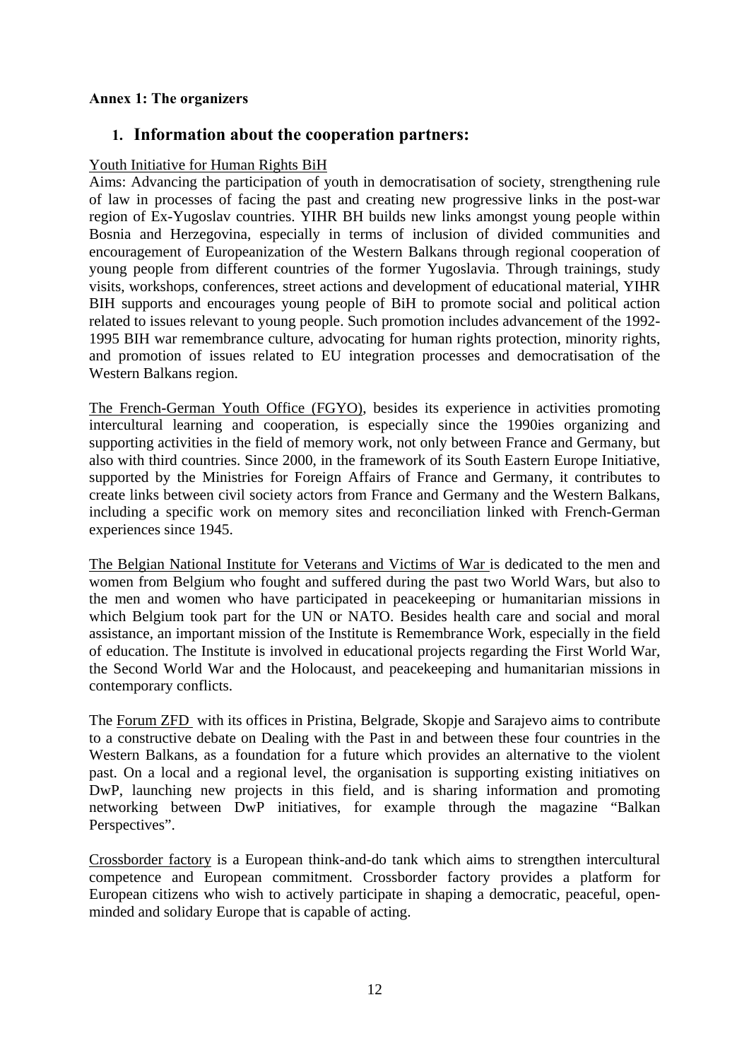**Annex 1: The organizers**

## 1. Information about the cooperation partners:

Youth Initiative for Human Rights BiH

Aims: Advancing the participation of youth in democratisation of society, strengthening rule of law in processes of facing the past and creating new progressive links in the post-war region of Ex-Yugoslav countries. YIHR BH builds new links amongst young people within Bosnia and Herzegovina, especially in terms of inclusion of divided communities and encouragement of Europeanization of the Western Balkans through regional cooperation of young people from different countries of the former Yugoslavia. Through trainings, study visits, workshops, conferences, street actions and development of educational material, YIHR BIH supports and encourages young people of BiH to promote social and political action related to issues relevant to young people. Such promotion includes advancement of the 1992-1995 BIH war remembrance culture, advocating for human rights protection, minority rights, and promotion of issues related to EU integration processes and democratisation of the Western Balkans region.

The French-German Youth Office (FGYO), besides its experience in activities promoting intercultural learning and cooperation, is especially since the 1990ies organizing and supporting activities in the field of memory work, not only between France and Germany, but also with third countries. Since 2000, in the framework of its South Eastern Europe Initiative, supported by the Ministries for Foreign Affairs of France and Germany, it contributes to create links between civil society actors from France and Germany and the Western Balkans, including a specific work on memory sites and reconciliation linked with French-German experiences since 1945.

The Belgian National Institute for Veterans and Victims of War is dedicated to the men and women from Belgium who fought and suffered during the past two World Wars, but also to the men and women who have participated in peacekeeping or humanitarian missions in which Belgium took part for the UN or NATO. Besides health care and social and moral assistance, an important mission of the Institute is Remembrance Work, especially in the field of education. The Institute is involved in educational projects regarding the First World War, the Second World War and the Holocaust, and peacekeeping and humanitarian missions in contemporary conflicts.

The Forum ZFD with its offices in Pristina, Belgrade, Skopje and Sarajevo aims to contribute to a constructive debate on Dealing with the Past in and between these four countries in the Western Balkans, as a foundation for a future which provides an alternative to the violent past. On a local and a regional level, the organisation is supporting existing initiatives on DwP, launching new projects in this field, and is sharing information and promoting networking between DwP initiatives, for example through the magazine "Balkan Perspectives".

Crossborder factory is a European think-and-do tank which aims to strengthen intercultural competence and European commitment. Crossborder factory provides a platform for European citizens who wish to actively participate in shaping a democratic, peaceful, open-minded and solidary Europe that is capable of acting.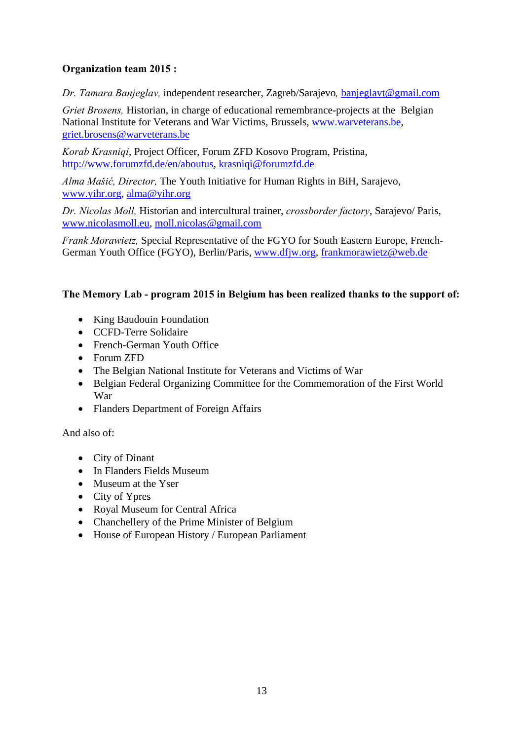**Organization team 2015 :**

*Dr. Tamara Banjeglav,* independent researcher, Zagreb/Sarajevo, banjeglavt@gmail.com

*Griet Brosens,* Historian, in charge of educational remembrance-projects at the Belgian National Institute for Veterans and War Victims, Brussels, www.warveterans.be, griet.brosens@warveterans.be

*Korab Krasniqi*, Project Officer, Forum ZFD Kosovo Program, Pristina, http://www.forumzfd.de/en/aboutus, krasniqi@forumzfd.de

*Alma Mašić, Director,* The Youth Initiative for Human Rights in BiH, Sarajevo, www.yihr.org, alma@yihr.org

*Dr. Nicolas Moll,* Historian and intercultural trainer, *crossborder factory*, Sarajevo/ Paris, www.nicolasmoll.eu, moll.nicolas@gmail.com

*Frank Morawietz,* Special Representative of the FGYO for South Eastern Europe, French-German Youth Office (FGYO), Berlin/Paris, www.dfjw.org, frankmorawietz@web.de

**The Memory Lab - program 2015 in Belgium has been realized thanks to the support of:**

- King Baudouin Foundation
- CCFD-Terre Solidaire
- French-German Youth Office
- Forum ZFD
- The Belgian National Institute for Veterans and Victims of War
- Belgian Federal Organizing Committee for the Commemoration of the First World War
- Flanders Department of Foreign Affairs

And also of:

- City of Dinant
- In Flanders Fields Museum
- Museum at the Yser
- City of Ypres
- Royal Museum for Central Africa
- Chanchellery of the Prime Minister of Belgium
- House of European History / European Parliament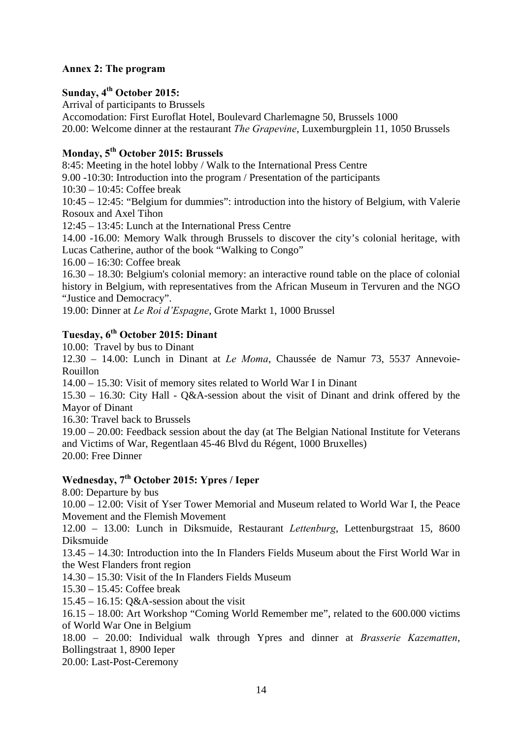**Annex 2: The program**

**Sunday, 4th October 2015:**

Arrival of participants to Brussels
Accomodation: First Euroflat Hotel, Boulevard Charlemagne 50, Brussels 1000
20.00: Welcome dinner at the restaurant *The Grapevine*, Luxemburgplein 11, 1050 Brussels

**Monday, 5th October 2015: Brussels**

8:45: Meeting in the hotel lobby / Walk to the International Press Centre
9.00 -10:30: Introduction into the program / Presentation of the participants
10:30 – 10:45: Coffee break
10:45 – 12:45: "Belgium for dummies": introduction into the history of Belgium, with Valerie Rosoux and Axel Tihon
12:45 – 13:45: Lunch at the International Press Centre
14.00 -16.00: Memory Walk through Brussels to discover the city's colonial heritage, with Lucas Catherine, author of the book "Walking to Congo"
16.00 – 16:30: Coffee break
16.30 – 18.30: Belgium's colonial memory: an interactive round table on the place of colonial history in Belgium, with representatives from the African Museum in Tervuren and the NGO "Justice and Democracy".
19.00: Dinner at *Le Roi d'Espagne*, Grote Markt 1, 1000 Brussel

**Tuesday, 6th October 2015: Dinant**

10.00: Travel by bus to Dinant
12.30 – 14.00: Lunch in Dinant at *Le Moma*, Chaussée de Namur 73, 5537 Annevoie-Rouillon
14.00 – 15.30: Visit of memory sites related to World War I in Dinant
15.30 – 16.30: City Hall - Q&A-session about the visit of Dinant and drink offered by the Mayor of Dinant
16.30: Travel back to Brussels
19.00 – 20.00: Feedback session about the day (at The Belgian National Institute for Veterans and Victims of War, Regentlaan 45-46 Blvd du Régent, 1000 Bruxelles)
20.00: Free Dinner

**Wednesday, 7th October 2015: Ypres / Ieper**

8.00: Departure by bus
10.00 – 12.00: Visit of Yser Tower Memorial and Museum related to World War I, the Peace Movement and the Flemish Movement
12.00 – 13.00: Lunch in Diksmuide, Restaurant *Lettenburg*, Lettenburgstraat 15, 8600 Diksmuide
13.45 – 14.30: Introduction into the In Flanders Fields Museum about the First World War in the West Flanders front region
14.30 – 15.30: Visit of the In Flanders Fields Museum
15.30 – 15.45: Coffee break
15.45 – 16.15: Q&A-session about the visit
16.15 – 18.00: Art Workshop "Coming World Remember me", related to the 600.000 victims of World War One in Belgium
18.00 – 20.00: Individual walk through Ypres and dinner at *Brasserie Kazematten*, Bollingstraat 1, 8900 Ieper
20.00: Last-Post-Ceremony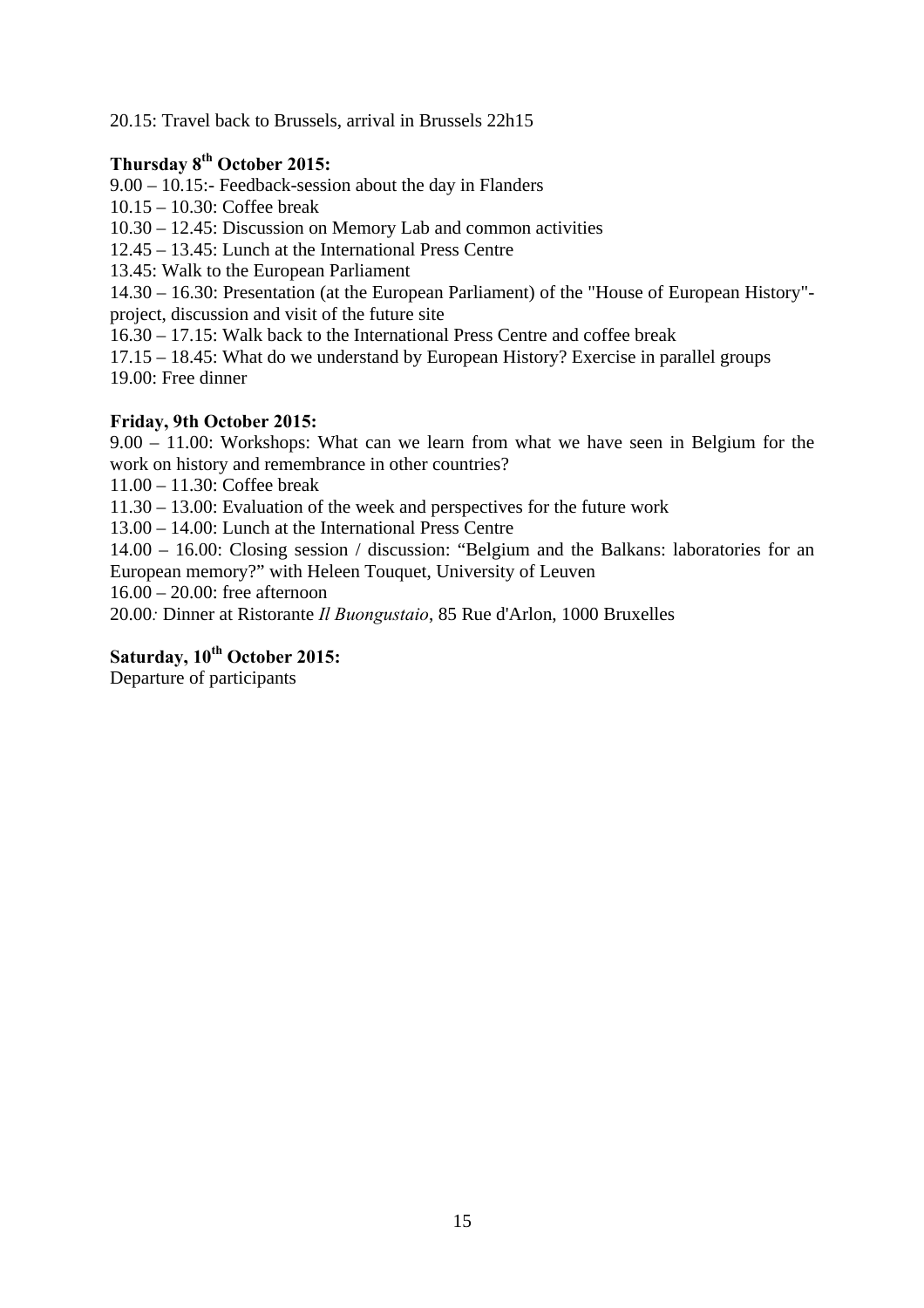20.15: Travel back to Brussels, arrival in Brussels 22h15

**Thursday 8th October 2015:**

9.00 – 10.15:- Feedback-session about the day in Flanders
10.15 – 10.30: Coffee break
10.30 – 12.45: Discussion on Memory Lab and common activities
12.45 – 13.45: Lunch at the International Press Centre
13.45: Walk to the European Parliament
14.30 – 16.30: Presentation (at the European Parliament) of the "House of European History"-project, discussion and visit of the future site
16.30 – 17.15: Walk back to the International Press Centre and coffee break
17.15 – 18.45: What do we understand by European History? Exercise in parallel groups
19.00: Free dinner

**Friday, 9th October 2015:**

9.00 – 11.00: Workshops: What can we learn from what we have seen in Belgium for the work on history and remembrance in other countries?
11.00 – 11.30: Coffee break
11.30 – 13.00: Evaluation of the week and perspectives for the future work
13.00 – 14.00: Lunch at the International Press Centre
14.00 – 16.00: Closing session / discussion: "Belgium and the Balkans: laboratories for an European memory?" with Heleen Touquet, University of Leuven
16.00 – 20.00: free afternoon
20.00: Dinner at Ristorante *Il Buongustaio*, 85 Rue d'Arlon, 1000 Bruxelles

**Saturday, 10th October 2015:**

Departure of participants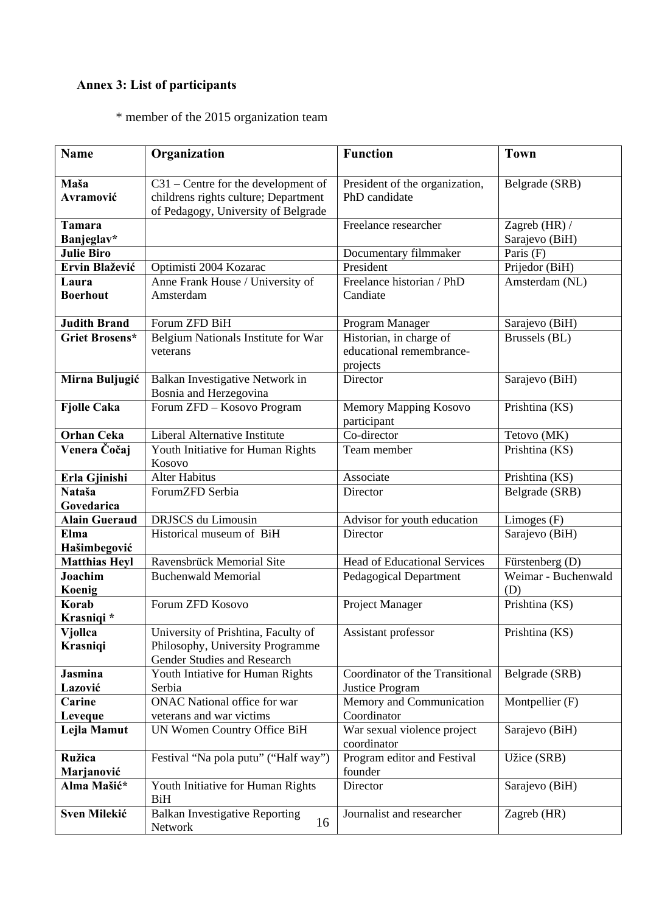**Annex 3: List of participants**

\* member of the 2015 organization team

| Name | Organization | Function | Town |
|---|---|---|---|
| **Maša Avramović** | C31 – Centre for the development of childrens rights culture; Department of Pedagogy, University of Belgrade | President of the organization, PhD candidate | Belgrade (SRB) |
| **Tamara Banjeglav*** | | Freelance researcher | Zagreb (HR) / Sarajevo (BiH) |
| **Julie Biro** | | Documentary filmmaker | Paris (F) |
| **Ervin Blažević** | Optimisti 2004 Kozarac | President | Prijedor (BiH) |
| **Laura Boerhout** | Anne Frank House / University of Amsterdam | Freelance historian / PhD Candiate | Amsterdam (NL) |
| **Judith Brand** | Forum ZFD BiH | Program Manager | Sarajevo (BiH) |
| **Griet Brosens*** | Belgium Nationals Institute for War veterans | Historian, in charge of educational remembrance-projects | Brussels (BL) |
| **Mirna Buljugić** | Balkan Investigative Network in Bosnia and Herzegovina | Director | Sarajevo (BiH) |
| **Fjolle Caka** | Forum ZFD – Kosovo Program | Memory Mapping Kosovo participant | Prishtina (KS) |
| **Orhan Ceka** | Liberal Alternative Institute | Co-director | Tetovo (MK) |
| **Venera Čočaj** | Youth Initiative for Human Rights Kosovo | Team member | Prishtina (KS) |
| **Erla Gjinishi** | Alter Habitus | Associate | Prishtina (KS) |
| **Nataša Govedarica** | ForumZFD Serbia | Director | Belgrade (SRB) |
| **Alain Gueraud** | DRJSCS du Limousin | Advisor for youth education | Limoges (F) |
| **Elma Hašimbegović** | Historical museum of BiH | Director | Sarajevo (BiH) |
| **Matthias Heyl** | Ravensbrück Memorial Site | Head of Educational Services | Fürstenberg (D) |
| **Joachim Koenig** | Buchenwald Memorial | Pedagogical Department | Weimar - Buchenwald (D) |
| **Korab Krasniqi *** | Forum ZFD Kosovo | Project Manager | Prishtina (KS) |
| **Vjollca Krasniqi** | University of Prishtina, Faculty of Philosophy, University Programme Gender Studies and Research | Assistant professor | Prishtina (KS) |
| **Jasmina Lazović** | Youth Intiative for Human Rights Serbia | Coordinator of the Transitional Justice Program | Belgrade (SRB) |
| **Carine Leveque** | ONAC National office for war veterans and war victims | Memory and Communication Coordinator | Montpellier (F) |
| **Lejla Mamut** | UN Women Country Office BiH | War sexual violence project coordinator | Sarajevo (BiH) |
| **Ružica Marjanović** | Festival "Na pola putu" ("Half way") | Program editor and Festival founder | Užice (SRB) |
| **Alma Mašić*** | Youth Initiative for Human Rights BiH | Director | Sarajevo (BiH) |
| **Sven Milekić** | Balkan Investigative Reporting Network | Journalist and researcher | Zagreb (HR) |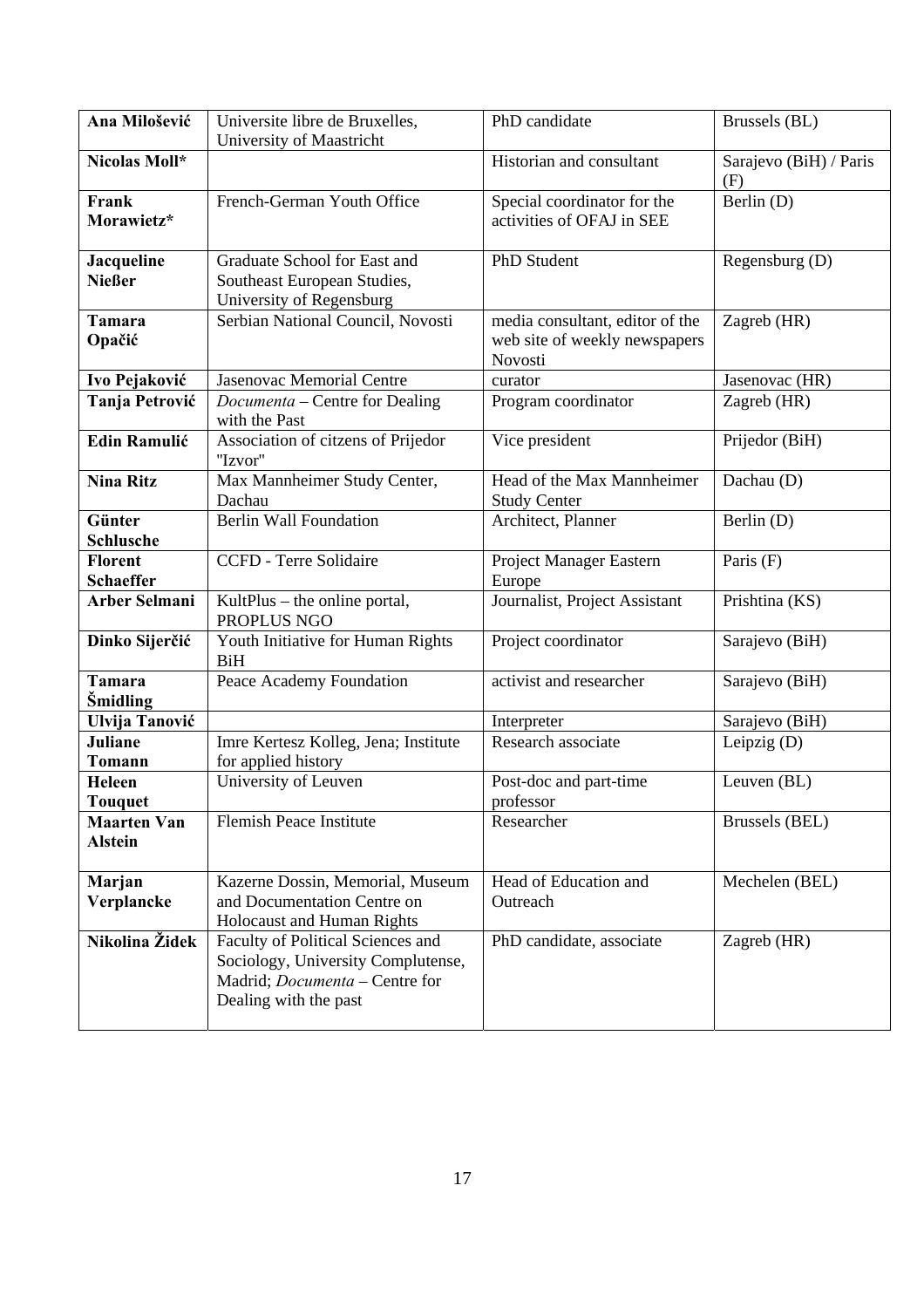| **Ana Milošević** | Universite libre de Bruxelles, University of Maastricht | PhD candidate | Brussels (BL) |
|---|---|---|---|
| **Nicolas Moll*** | | Historian and consultant | Sarajevo (BiH) / Paris (F) |
| **Frank Morawietz*** | French-German Youth Office | Special coordinator for the activities of OFAJ in SEE | Berlin (D) |
| **Jacqueline Nießer** | Graduate School for East and Southeast European Studies, University of Regensburg | PhD Student | Regensburg (D) |
| **Tamara Opačić** | Serbian National Council, Novosti | media consultant, editor of the web site of weekly newspapers Novosti | Zagreb (HR) |
| **Ivo Pejaković** | Jasenovac Memorial Centre | curator | Jasenovac (HR) |
| **Tanja Petrović** | *Documenta* – Centre for Dealing with the Past | Program coordinator | Zagreb (HR) |
| **Edin Ramulić** | Association of citzens of Prijedor "Izvor" | Vice president | Prijedor (BiH) |
| **Nina Ritz** | Max Mannheimer Study Center, Dachau | Head of the Max Mannheimer Study Center | Dachau (D) |
| **Günter Schlusche** | Berlin Wall Foundation | Architect, Planner | Berlin (D) |
| **Florent Schaeffer** | CCFD - Terre Solidaire | Project Manager Eastern Europe | Paris (F) |
| **Arber Selmani** | KultPlus – the online portal, PROPLUS NGO | Journalist, Project Assistant | Prishtina (KS) |
| **Dinko Sijerčić** | Youth Initiative for Human Rights BiH | Project coordinator | Sarajevo (BiH) |
| **Tamara Šmidling** | Peace Academy Foundation | activist and researcher | Sarajevo (BiH) |
| **Ulvija Tanović** | | Interpreter | Sarajevo (BiH) |
| **Juliane Tomann** | Imre Kertesz Kolleg, Jena; Institute for applied history | Research associate | Leipzig (D) |
| **Heleen Touquet** | University of Leuven | Post-doc and part-time professor | Leuven (BL) |
| **Maarten Van Alstein** | Flemish Peace Institute | Researcher | Brussels (BEL) |
| **Marjan Verplancke** | Kazerne Dossin, Memorial, Museum and Documentation Centre on Holocaust and Human Rights | Head of Education and Outreach | Mechelen (BEL) |
| **Nikolina Židek** | Faculty of Political Sciences and Sociology, University Complutense, Madrid; *Documenta* – Centre for Dealing with the past | PhD candidate, associate | Zagreb (HR) |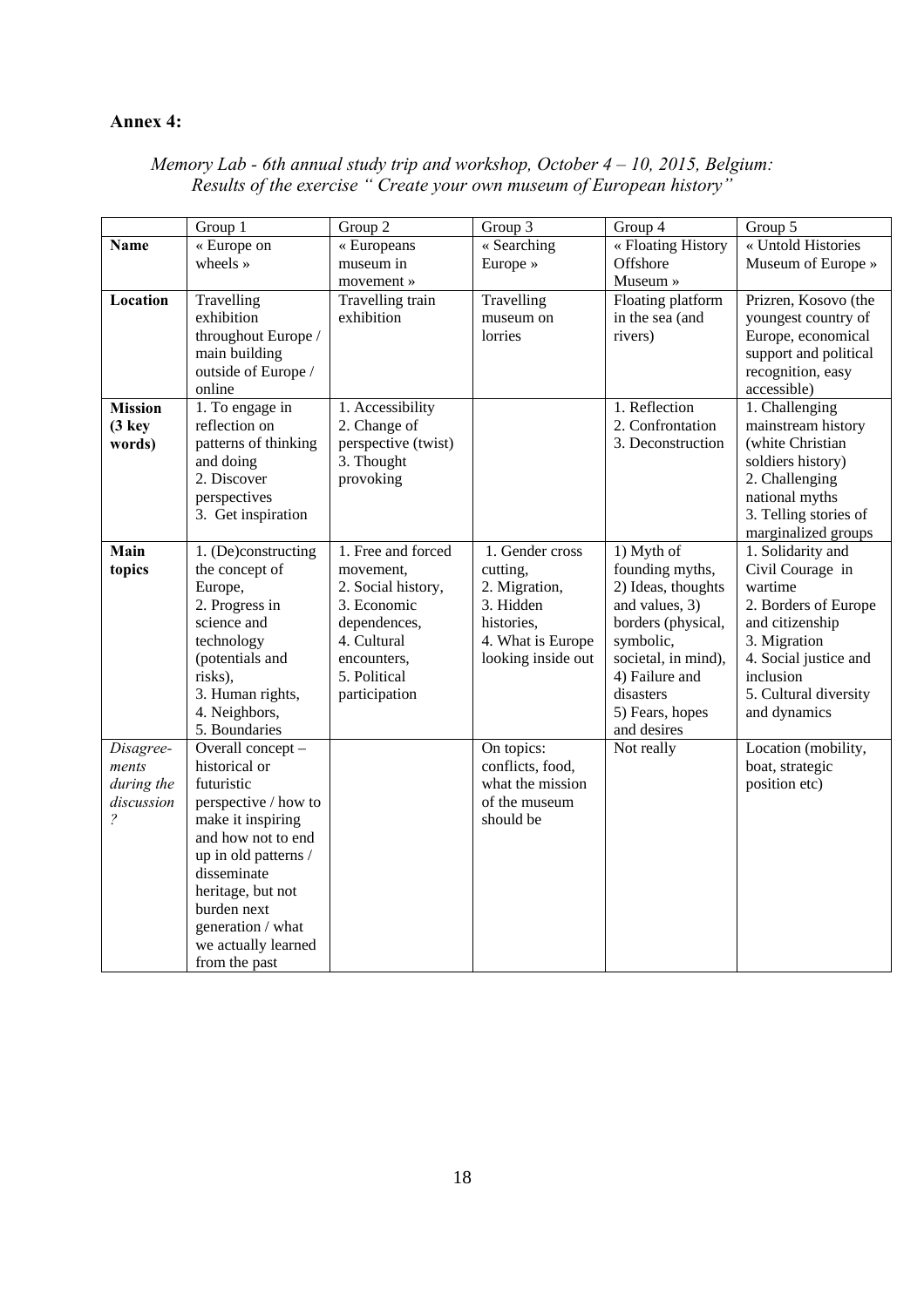**Annex 4:**

*Memory Lab - 6th annual study trip and workshop, October 4 – 10, 2015, Belgium: Results of the exercise " Create your own museum of European history"*

| | Group 1 | Group 2 | Group 3 | Group 4 | Group 5 |
|---|---|---|---|---|---|
| **Name** | « Europe on wheels » | « Europeans museum in movement » | « Searching Europe » | « Floating History Offshore Museum » | « Untold Histories Museum of Europe » |
| **Location** | Travelling exhibition throughout Europe / main building outside of Europe / online | Travelling train exhibition | Travelling museum on lorries | Floating platform in the sea (and rivers) | Prizren, Kosovo (the youngest country of Europe, economical support and political recognition, easy accessible) |
| **Mission (3 key words)** | 1. To engage in reflection on patterns of thinking and doing<br>2. Discover perspectives<br>3. Get inspiration | 1. Accessibility<br>2. Change of perspective (twist)<br>3. Thought provoking | | 1. Reflection<br>2. Confrontation<br>3. Deconstruction | 1. Challenging mainstream history (white Christian soldiers history)<br>2. Challenging national myths<br>3. Telling stories of marginalized groups |
| **Main topics** | 1. (De)constructing the concept of Europe,<br>2. Progress in science and technology (potentials and risks),<br>3. Human rights,<br>4. Neighbors,<br>5. Boundaries | 1. Free and forced movement,<br>2. Social history,<br>3. Economic dependences,<br>4. Cultural encounters,<br>5. Political participation | 1. Gender cross cutting,<br>2. Migration,<br>3. Hidden histories,<br>4. What is Europe looking inside out | 1) Myth of founding myths,<br>2) Ideas, thoughts and values, 3) borders (physical, symbolic, societal, in mind),<br>4) Failure and disasters<br>5) Fears, hopes and desires | 1. Solidarity and Civil Courage in wartime<br>2. Borders of Europe and citizenship<br>3. Migration<br>4. Social justice and inclusion<br>5. Cultural diversity and dynamics |
| *Disagree-ments during the discussion ?* | Overall concept – historical or futuristic perspective / how to make it inspiring and how not to end up in old patterns / disseminate heritage, but not burden next generation / what we actually learned from the past | | On topics: conflicts, food, what the mission of the museum should be | Not really | Location (mobility, boat, strategic position etc) |